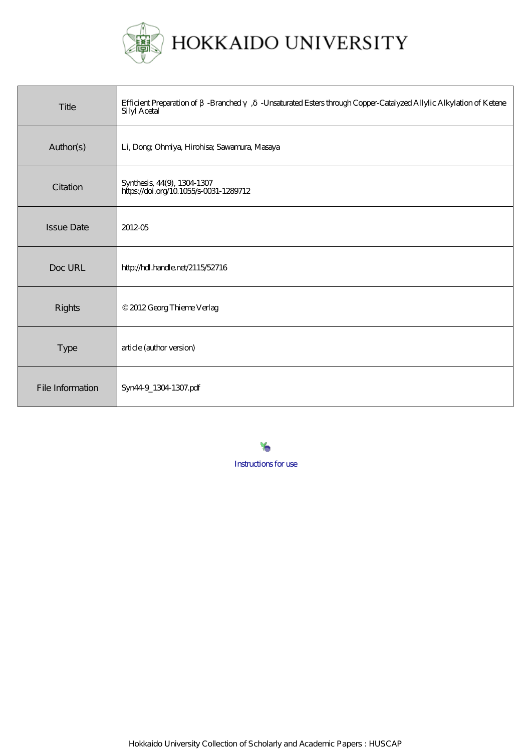# HOKKAIDO UNIVERSITY

| | |
|---|---|
| Title | Efficient Preparation of β-Branched γ,δ-Unsaturated Esters through Copper-Catalyzed Allylic Alkylation of Ketene Silyl Acetal |
| Author(s) | Li, Dong; Ohmiya, Hirohisa; Sawamura, Masaya |
| Citation | Synthesis, 44(9), 1304-1307<br>https://doi.org/10.1055/s-0031-1289712 |
| Issue Date | 2012-05 |
| Doc URL | http://hdl.handle.net/2115/52716 |
| Rights | © 2012 Georg Thieme Verlag |
| Type | article (author version) |
| File Information | Syn44-9_1304-1307.pdf |

Instructions for use

Hokkaido University Collection of Scholarly and Academic Papers : HUSCAP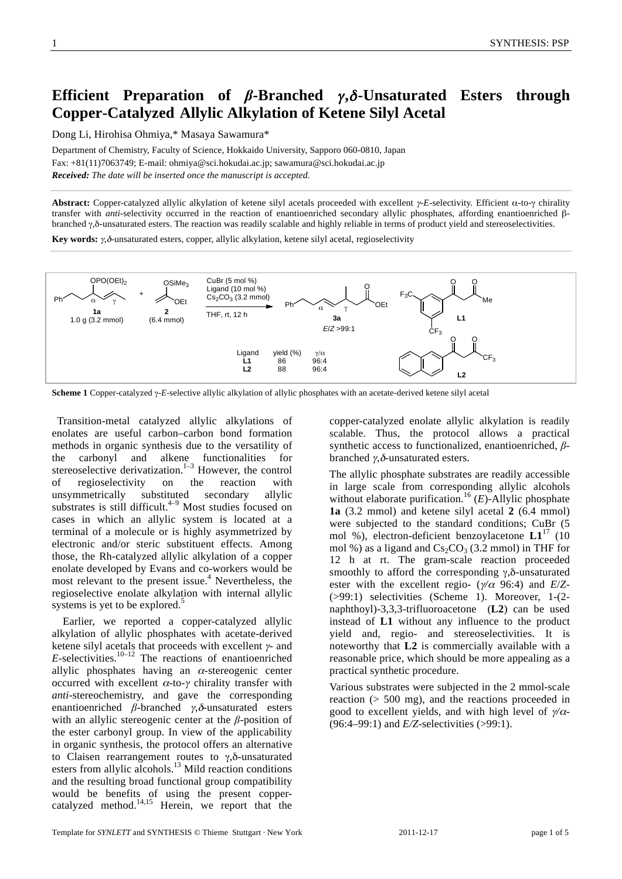# Efficient Preparation of *β*-Branched *γ*,*δ*-Unsaturated Esters through Copper-Catalyzed Allylic Alkylation of Ketene Silyl Acetal

Dong Li, Hirohisa Ohmiya,* Masaya Sawamura*

Department of Chemistry, Faculty of Science, Hokkaido University, Sapporo 060-0810, Japan
Fax: +81(11)7063749; E-mail: ohmiya@sci.hokudai.ac.jp; sawamura@sci.hokudai.ac.jp
***Received:*** *The date will be inserted once the manuscript is accepted.*

**Abstract:** Copper-catalyzed allylic alkylation of ketene silyl acetals proceeded with excellent *γ*-*E*-selectivity. Efficient α-to-γ chirality transfer with *anti*-selectivity occurred in the reaction of enantioenriched secondary allylic phosphates, affording enantioenriched β-branched γ,δ-unsaturated esters. The reaction was readily scalable and highly reliable in terms of product yield and stereoselectivities.

**Key words:** *γ*,*δ*-unsaturated esters, copper, allylic alkylation, ketene silyl acetal, regioselectivity

Reaction: **1a** (1.0 g (3.2 mmol)) + **2** (6.4 mmol); CuBr (5 mol %), Ligand (10 mol %), $Cs_2CO_3$ (3.2 mmol), THF, rt, 12 h → **3a** (*E*/*Z* >99:1)

| Ligand | yield (%) | γ/α |
|---|---|---|
| **L1** | 86 | 96:4 |
| **L2** | 88 | 96:4 |

**Scheme 1** Copper-catalyzed γ-*E*-selective allylic alkylation of allylic phosphates with an acetate-derived ketene silyl acetal

Transition-metal catalyzed allylic alkylations of enolates are useful carbon–carbon bond formation methods in organic synthesis due to the versatility of the carbonyl and alkene functionalities for stereoselective derivatization.[1–3] However, the control of regioselectivity on the reaction with unsymmetrically substituted secondary allylic substrates is still difficult.[4–9] Most studies focused on cases in which an allylic system is located at a terminal of a molecule or is highly asymmetrized by electronic and/or steric substituent effects. Among those, the Rh-catalyzed allylic alkylation of a copper enolate developed by Evans and co-workers would be most relevant to the present issue.[4] Nevertheless, the regioselective enolate alkylation with internal allylic systems is yet to be explored.[5]

Earlier, we reported a copper-catalyzed allylic alkylation of allylic phosphates with acetate-derived ketene silyl acetals that proceeds with excellent *γ*- and *E*-selectivities.[10–12] The reactions of enantioenriched allylic phosphates having an *α*-stereogenic center occurred with excellent *α*-to-*γ* chirality transfer with *anti*-stereochemistry, and gave the corresponding enantioenriched *β*-branched *γ*,*δ*-unsaturated esters with an allylic stereogenic center at the *β*-position of the ester carbonyl group. In view of the applicability in organic synthesis, the protocol offers an alternative to Claisen rearrangement routes to γ,δ-unsaturated esters from allylic alcohols.[13] Mild reaction conditions and the resulting broad functional group compatibility would be benefits of using the present copper-catalyzed method.[14,15] Herein, we report that the copper-catalyzed enolate allylic alkylation is readily scalable. Thus, the protocol allows a practical synthetic access to functionalized, enantioenriched, *β*-branched *γ*,*δ*-unsaturated esters.

The allylic phosphate substrates are readily accessible in large scale from corresponding allylic alcohols without elaborate purification.[16] (*E*)-Allylic phosphate **1a** (3.2 mmol) and ketene silyl acetal **2** (6.4 mmol) were subjected to the standard conditions; CuBr (5 mol %), electron-deficient benzoylacetone **L1**[17] (10 mol %) as a ligand and $Cs_2CO_3$ (3.2 mmol) in THF for 12 h at rt. The gram-scale reaction proceeded smoothly to afford the corresponding γ,δ-unsaturated ester with the excellent regio- (*γ*/*α* 96:4) and *E*/*Z*- (>99:1) selectivities (Scheme 1). Moreover, 1-(2-naphthoyl)-3,3,3-trifluoroacetone (**L2**) can be used instead of **L1** without any influence to the product yield and, regio- and stereoselectivities. It is noteworthy that **L2** is commercially available with a reasonable price, which should be more appealing as a practical synthetic procedure.

Various substrates were subjected in the 2 mmol-scale reaction (> 500 mg), and the reactions proceeded in good to excellent yields, and with high level of *γ*/*α*- (96:4–99:1) and *E*/*Z*-selectivities (>99:1).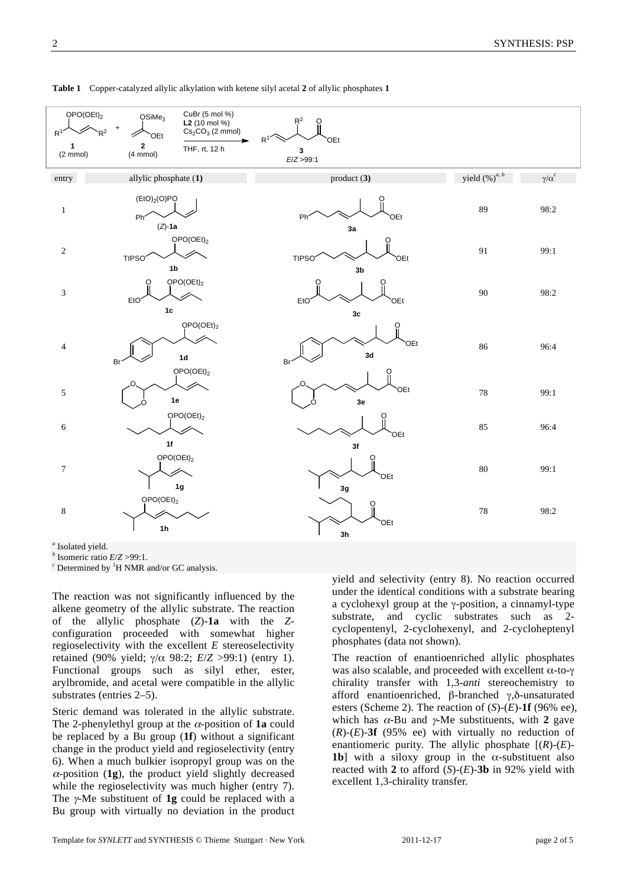**Table 1** Copper-catalyzed allylic alkylation with ketene silyl acetal **2** of allylic phosphates **1**

Reaction conditions: **1** (2 mmol) + **2** (4 mmol), CuBr (5 mol %), **L2** (10 mol %), $Cs_2CO_3$ (2 mmol), THF, rt, 12 h → **3** ($E/Z$ >99:1)

| entry | allylic phosphate (**1**) | product (**3**) | yield (%)[a, b] | γ/α[c] |
|---|---|---|---|---|
| 1 | ($Z$)-**1a** | **3a** | 89 | 98:2 |
| 2 | **1b** | **3b** | 91 | 99:1 |
| 3 | **1c** | **3c** | 90 | 98:2 |
| 4 | **1d** | **3d** | 86 | 96:4 |
| 5 | **1e** | **3e** | 78 | 99:1 |
| 6 | **1f** | **3f** | 85 | 96:4 |
| 7 | **1g** | **3g** | 80 | 99:1 |
| 8 | **1h** | **3h** | 78 | 98:2 |

[a] Isolated yield.
[b] Isomeric ratio $E/Z$ >99:1.
[c] Determined by $^1$H NMR and/or GC analysis.

The reaction was not significantly influenced by the alkene geometry of the allylic substrate. The reaction of the allylic phosphate ($Z$)-**1a** with the $Z$-configuration proceeded with somewhat higher regioselectivity with the excellent $E$ stereoselectivity retained (90% yield; γ/α 98:2; $E/Z$ >99:1) (entry 1). Functional groups such as silyl ether, ester, arylbromide, and acetal were compatible in the allylic substrates (entries 2–5).

Steric demand was tolerated in the allylic substrate. The 2-phenylethyl group at the $\alpha$-position of **1a** could be replaced by a Bu group (**1f**) without a significant change in the product yield and regioselectivity (entry 6). When a much bulkier isopropyl group was on the $\alpha$-position (**1g**), the product yield slightly decreased while the regioselectivity was much higher (entry 7). The $\gamma$-Me substituent of **1g** could be replaced with a Bu group with virtually no deviation in the product yield and selectivity (entry 8). No reaction occurred under the identical conditions with a substrate bearing a cyclohexyl group at the γ-position, a cinnamyl-type substrate, and cyclic substrates such as 2-cyclopentenyl, 2-cyclohexenyl, and 2-cycloheptenyl phosphates (data not shown).

The reaction of enantioenriched allylic phosphates was also scalable, and proceeded with excellent α-to-γ chirality transfer with 1,3-*anti* stereochemistry to afford enantioenriched, β-branched γ,δ-unsaturated esters (Scheme 2). The reaction of ($S$)-($E$)-**1f** (96% ee), which has $\alpha$-Bu and $\gamma$-Me substituents, with **2** gave ($R$)-($E$)-**3f** (95% ee) with virtually no reduction of enantiomeric purity. The allylic phosphate [($R$)-($E$)-**1b**] with a siloxy group in the α-substituent also reacted with **2** to afford ($S$)-($E$)-**3b** in 92% yield with excellent 1,3-chirality transfer.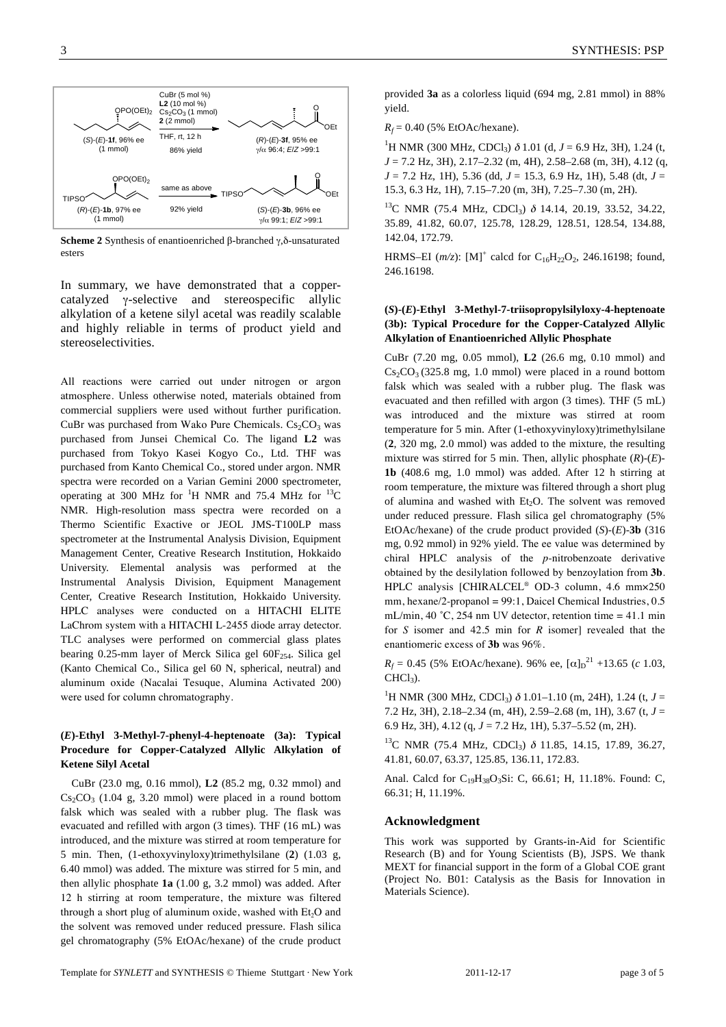**Scheme 2** Synthesis of enantioenriched β-branched γ,δ-unsaturated esters

In summary, we have demonstrated that a copper-catalyzed γ-selective and stereospecific allylic alkylation of a ketene silyl acetal was readily scalable and highly reliable in terms of product yield and stereoselectivities.

All reactions were carried out under nitrogen or argon atmosphere. Unless otherwise noted, materials obtained from commercial suppliers were used without further purification. CuBr was purchased from Wako Pure Chemicals. $Cs_2CO_3$ was purchased from Junsei Chemical Co. The ligand **L2** was purchased from Tokyo Kasei Kogyo Co., Ltd. THF was purchased from Kanto Chemical Co., stored under argon. NMR spectra were recorded on a Varian Gemini 2000 spectrometer, operating at 300 MHz for $^{1}$H NMR and 75.4 MHz for $^{13}$C NMR. High-resolution mass spectra were recorded on a Thermo Scientific Exactive or JEOL JMS-T100LP mass spectrometer at the Instrumental Analysis Division, Equipment Management Center, Creative Research Institution, Hokkaido University. Elemental analysis was performed at the Instrumental Analysis Division, Equipment Management Center, Creative Research Institution, Hokkaido University. HPLC analyses were conducted on a HITACHI ELITE LaChrom system with a HITACHI L-2455 diode array detector. TLC analyses were performed on commercial glass plates bearing 0.25-mm layer of Merck Silica gel $60F_{254}$. Silica gel (Kanto Chemical Co., Silica gel 60 N, spherical, neutral) and aluminum oxide (Nacalai Tesuque, Alumina Activated 200) were used for column chromatography.

### (*E*)-Ethyl 3-Methyl-7-phenyl-4-heptenoate (3a): Typical Procedure for Copper-Catalyzed Allylic Alkylation of Ketene Silyl Acetal

CuBr (23.0 mg, 0.16 mmol), **L2** (85.2 mg, 0.32 mmol) and $Cs_2CO_3$ (1.04 g, 3.20 mmol) were placed in a round bottom falsk which was sealed with a rubber plug. The flask was evacuated and refilled with argon (3 times). THF (16 mL) was introduced, and the mixture was stirred at room temperature for 5 min. Then, (1-ethoxyvinyloxy)trimethylsilane (**2**) (1.03 g, 6.40 mmol) was added. The mixture was stirred for 5 min, and then allylic phosphate **1a** (1.00 g, 3.2 mmol) was added. After 12 h stirring at room temperature, the mixture was filtered through a short plug of aluminum oxide, washed with $Et_2O$ and the solvent was removed under reduced pressure. Flash silica gel chromatography (5% EtOAc/hexane) of the crude product provided **3a** as a colorless liquid (694 mg, 2.81 mmol) in 88% yield.

$R_f$ = 0.40 (5% EtOAc/hexane).

$^{1}$H NMR (300 MHz, $CDCl_3$) δ 1.01 (d, *J* = 6.9 Hz, 3H), 1.24 (t, *J* = 7.2 Hz, 3H), 2.17–2.32 (m, 4H), 2.58–2.68 (m, 3H), 4.12 (q, *J* = 7.2 Hz, 1H), 5.36 (dd, *J* = 15.3, 6.9 Hz, 1H), 5.48 (dt, *J* = 15.3, 6.3 Hz, 1H), 7.15–7.20 (m, 3H), 7.25–7.30 (m, 2H).

$^{13}$C NMR (75.4 MHz, $CDCl_3$) δ 14.14, 20.19, 33.52, 34.22, 35.89, 41.82, 60.07, 125.78, 128.29, 128.51, 128.54, 134.88, 142.04, 172.79.

HRMS–EI (*m/z*): $[M]^+$ calcd for $C_{16}H_{22}O_2$, 246.16198; found, 246.16198.

### (*S*)-(*E*)-Ethyl 3-Methyl-7-triisopropylsilyloxy-4-heptenoate (3b): Typical Procedure for the Copper-Catalyzed Allylic Alkylation of Enantioenriched Allylic Phosphate

CuBr (7.20 mg, 0.05 mmol), **L2** (26.6 mg, 0.10 mmol) and $Cs_2CO_3$ (325.8 mg, 1.0 mmol) were placed in a round bottom falsk which was sealed with a rubber plug. The flask was evacuated and then refilled with argon (3 times). THF (5 mL) was introduced and the mixture was stirred at room temperature for 5 min. After (1-ethoxyvinyloxy)trimethylsilane (**2**, 320 mg, 2.0 mmol) was added to the mixture, the resulting mixture was stirred for 5 min. Then, allylic phosphate (*R*)-(*E*)-**1b** (408.6 mg, 1.0 mmol) was added. After 12 h stirring at room temperature, the mixture was filtered through a short plug of alumina and washed with $Et_2O$. The solvent was removed under reduced pressure. Flash silica gel chromatography (5% EtOAc/hexane) of the crude product provided (*S*)-(*E*)-**3b** (316 mg, 0.92 mmol) in 92% yield. The ee value was determined by chiral HPLC analysis of the *p*-nitrobenzoate derivative obtained by the desilylation followed by benzoylation from **3b**. HPLC analysis [CHIRALCEL® OD-3 column, 4.6 mm×250 mm, hexane/2-propanol = 99:1, Daicel Chemical Industries, 0.5 mL/min, 40 °C, 254 nm UV detector, retention time = 41.1 min for *S* isomer and 42.5 min for *R* isomer] revealed that the enantiomeric excess of **3b** was 96%.

$R_f$ = 0.45 (5% EtOAc/hexane). 96% ee, $[\alpha]_D^{21}$ +13.65 (*c* 1.03, $CHCl_3$).

$^{1}$H NMR (300 MHz, $CDCl_3$) δ 1.01–1.10 (m, 24H), 1.24 (t, *J* = 7.2 Hz, 3H), 2.18–2.34 (m, 4H), 2.59–2.68 (m, 1H), 3.67 (t, *J* = 6.9 Hz, 3H), 4.12 (q, *J* = 7.2 Hz, 1H), 5.37–5.52 (m, 2H).

$^{13}$C NMR (75.4 MHz, $CDCl_3$) δ 11.85, 14.15, 17.89, 36.27, 41.81, 60.07, 63.37, 125.85, 136.11, 172.83.

Anal. Calcd for $C_{19}H_{38}O_3Si$: C, 66.61; H, 11.18%. Found: C, 66.31; H, 11.19%.

## Acknowledgment

This work was supported by Grants-in-Aid for Scientific Research (B) and for Young Scientists (B), JSPS. We thank MEXT for financial support in the form of a Global COE grant (Project No. B01: Catalysis as the Basis for Innovation in Materials Science).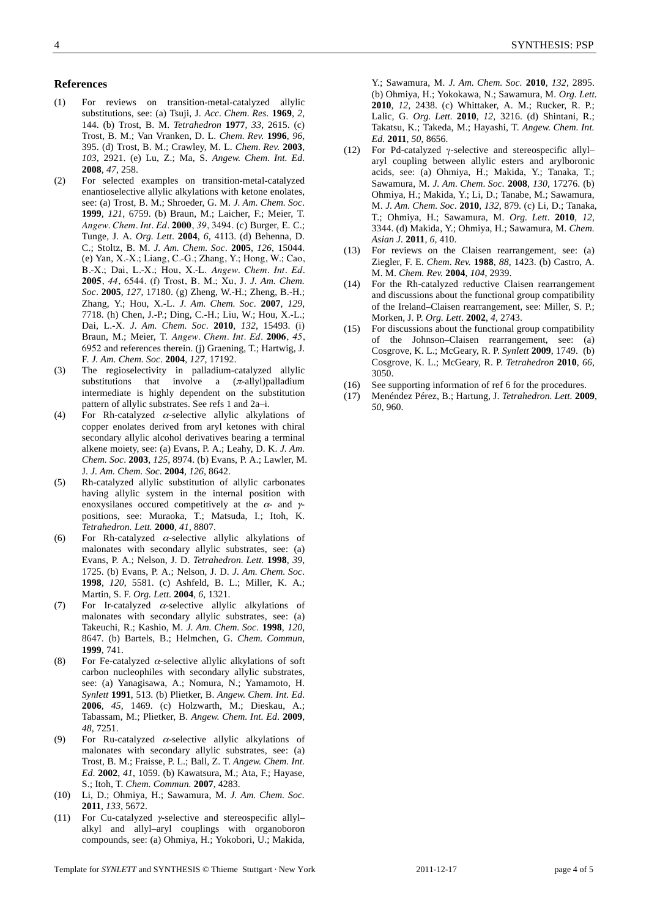## References

(1) For reviews on transition-metal-catalyzed allylic substitutions, see: (a) Tsuji, J. *Acc. Chem. Res.* **1969**, *2*, 144. (b) Trost, B. M. *Tetrahedron* **1977**, *33*, 2615. (c) Trost, B. M.; Van Vranken, D. L. *Chem. Rev.* **1996**, *96*, 395. (d) Trost, B. M.; Crawley, M. L. *Chem. Rev.* **2003**, *103*, 2921. (e) Lu, Z.; Ma, S. *Angew. Chem. Int. Ed.* **2008**, *47*, 258.

(2) For selected examples on transition-metal-catalyzed enantioselective allylic alkylations with ketone enolates, see: (a) Trost, B. M.; Shroeder, G. M. *J. Am. Chem. Soc.* **1999**, *121*, 6759. (b) Braun, M.; Laicher, F.; Meier, T. *Angew. Chem. Int. Ed.* **2000**, *39*, 3494. (c) Burger, E. C.; Tunge, J. A. *Org. Lett.* **2004**, *6*, 4113. (d) Behenna, D. C.; Stoltz, B. M. *J. Am. Chem. Soc.* **2005**, *126*, 15044. (e) Yan, X.-X.; Liang, C.-G.; Zhang, Y.; Hong, W.; Cao, B.-X.; Dai, L.-X.; Hou, X.-L. *Angew. Chem. Int. Ed.* **2005**, *44*, 6544. (f) Trost, B. M.; Xu, J. *J. Am. Chem. Soc.* **2005**, *127*, 17180. (g) Zheng, W.-H.; Zheng, B.-H.; Zhang, Y.; Hou, X.-L. *J. Am. Chem. Soc.* **2007**, *129*, 7718. (h) Chen, J.-P.; Ding, C.-H.; Liu, W.; Hou, X.-L.; Dai, L.-X. *J. Am. Chem. Soc.* **2010**, *132*, 15493. (i) Braun, M.; Meier, T. *Angew. Chem. Int. Ed.* **2006**, *45*, 6952 and references therein. (j) Graening, T.; Hartwig, J. F. *J. Am. Chem. Soc.* **2004**, *127*, 17192.

(3) The regioselectivity in palladium-catalyzed allylic substitutions that involve a ($\pi$-allyl)palladium intermediate is highly dependent on the substitution pattern of allylic substrates. See refs 1 and 2a–i.

(4) For Rh-catalyzed $\alpha$-selective allylic alkylations of copper enolates derived from aryl ketones with chiral secondary allylic alcohol derivatives bearing a terminal alkene moiety, see: (a) Evans, P. A.; Leahy, D. K. *J. Am. Chem. Soc.* **2003**, *125*, 8974. (b) Evans, P. A.; Lawler, M. J. *J. Am. Chem. Soc.* **2004**, *126*, 8642.

(5) Rh-catalyzed allylic substitution of allylic carbonates having allylic system in the internal position with enoxysilanes occured competitively at the $\alpha$- and $\gamma$-positions, see: Muraoka, T.; Matsuda, I.; Itoh, K. *Tetrahedron. Lett.* **2000**, *41*, 8807.

(6) For Rh-catalyzed $\alpha$-selective allylic alkylations of malonates with secondary allylic substrates, see: (a) Evans, P. A.; Nelson, J. D. *Tetrahedron. Lett.* **1998**, *39*, 1725. (b) Evans, P. A.; Nelson, J. D. *J. Am. Chem. Soc.* **1998**, *120*, 5581. (c) Ashfeld, B. L.; Miller, K. A.; Martin, S. F. *Org. Lett.* **2004**, *6*, 1321.

(7) For Ir-catalyzed $\alpha$-selective allylic alkylations of malonates with secondary allylic substrates, see: (a) Takeuchi, R.; Kashio, M. *J. Am. Chem. Soc.* **1998**, *120*, 8647. (b) Bartels, B.; Helmchen, G. *Chem. Commun*, **1999**, 741.

(8) For Fe-catalyzed $\alpha$-selective allylic alkylations of soft carbon nucleophiles with secondary allylic substrates, see: (a) Yanagisawa, A.; Nomura, N.; Yamamoto, H. *Synlett* **1991**, 513. (b) Plietker, B. *Angew. Chem. Int. Ed.* **2006**, *45*, 1469. (c) Holzwarth, M.; Dieskau, A.; Tabassam, M.; Plietker, B. *Angew. Chem. Int. Ed.* **2009**, *48*, 7251.

(9) For Ru-catalyzed $\alpha$-selective allylic alkylations of malonates with secondary allylic substrates, see: (a) Trost, B. M.; Fraisse, P. L.; Ball, Z. T. *Angew. Chem. Int. Ed.* **2002**, *41*, 1059. (b) Kawatsura, M.; Ata, F.; Hayase, S.; Itoh, T. *Chem. Commun.* **2007**, 4283.

(10) Li, D.; Ohmiya, H.; Sawamura, M. *J. Am. Chem. Soc.* **2011**, *133*, 5672.

(11) For Cu-catalyzed $\gamma$-selective and stereospecific allyl–alkyl and allyl–aryl couplings with organoboron compounds, see: (a) Ohmiya, H.; Yokobori, U.; Makida, Y.; Sawamura, M. *J. Am. Chem. Soc.* **2010**, *132*, 2895. (b) Ohmiya, H.; Yokokawa, N.; Sawamura, M. *Org. Lett.* **2010**, *12*, 2438. (c) Whittaker, A. M.; Rucker, R. P.; Lalic, G. *Org. Lett.* **2010**, *12*, 3216. (d) Shintani, R.; Takatsu, K.; Takeda, M.; Hayashi, T. *Angew. Chem. Int. Ed.* **2011**, *50*, 8656.

(12) For Pd-catalyzed $\gamma$-selective and stereospecific allyl–aryl coupling between allylic esters and arylboronic acids, see: (a) Ohmiya, H.; Makida, Y.; Tanaka, T.; Sawamura, M. *J. Am. Chem. Soc.* **2008**, *130*, 17276. (b) Ohmiya, H.; Makida, Y.; Li, D.; Tanabe, M.; Sawamura, M. *J. Am. Chem. Soc.* **2010**, *132*, 879. (c) Li, D.; Tanaka, T.; Ohmiya, H.; Sawamura, M. *Org. Lett.* **2010**, *12*, 3344. (d) Makida, Y.; Ohmiya, H.; Sawamura, M. *Chem. Asian J.* **2011**, *6*, 410.

(13) For reviews on the Claisen rearrangement, see: (a) Ziegler, F. E. *Chem. Rev.* **1988**, *88*, 1423. (b) Castro, A. M. M. *Chem. Rev.* **2004**, *104*, 2939.

(14) For the Rh-catalyzed reductive Claisen rearrangement and discussions about the functional group compatibility of the Ireland–Claisen rearrangement, see: Miller, S. P.; Morken, J. P. *Org. Lett.* **2002**, *4*, 2743.

(15) For discussions about the functional group compatibility of the Johnson–Claisen rearrangement, see: (a) Cosgrove, K. L.; McGeary, R. P. *Synlett* **2009**, 1749. (b) Cosgrove, K. L.; McGeary, R. P. *Tetrahedron* **2010**, *66*, 3050.

(16) See supporting information of ref 6 for the procedures.

(17) Menéndez Pérez, B.; Hartung, J. *Tetrahedron. Lett.* **2009**, *50*, 960.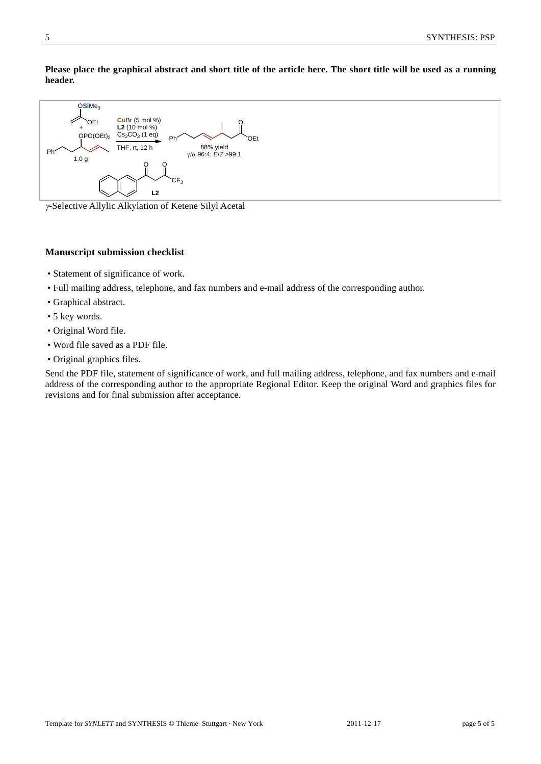**Please place the graphical abstract and short title of the article here. The short title will be used as a running header.**

$OSiMe_3$

OEt

+

$OPO(OEt)_2$

Ph

1.0 g

CuBr (5 mol %)
L2 (10 mol %)
$Cs_2CO_3$ (1 eq)
THF, rt, 12 h

Ph

O

OEt

88% yield
γ/α 96:4; *E*/*Z* >99:1

O O

$CF_3$

L2

*γ*-Selective Allylic Alkylation of Ketene Silyl Acetal

### Manuscript submission checklist

- Statement of significance of work.
- Full mailing address, telephone, and fax numbers and e-mail address of the corresponding author.
- Graphical abstract.
- 5 key words.
- Original Word file.
- Word file saved as a PDF file.
- Original graphics files.

Send the PDF file, statement of significance of work, and full mailing address, telephone, and fax numbers and e-mail address of the corresponding author to the appropriate Regional Editor. Keep the original Word and graphics files for revisions and for final submission after acceptance.